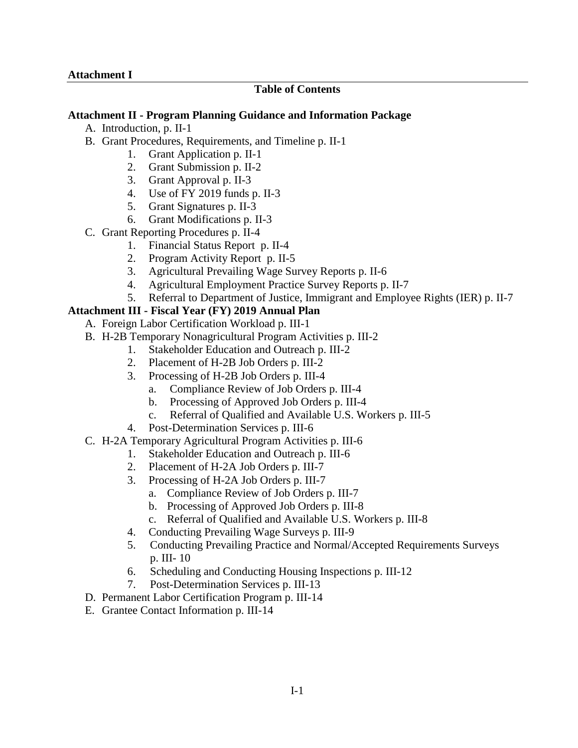**Attachment I**

## Table of Contents

**Attachment II - Program Planning Guidance and Information Package**

A. Introduction, p. II-1
B. Grant Procedures, Requirements, and Timeline p. II-1
  1. Grant Application p. II-1
  2. Grant Submission p. II-2
  3. Grant Approval p. II-3
  4. Use of FY 2019 funds p. II-3
  5. Grant Signatures p. II-3
  6. Grant Modifications p. II-3
C. Grant Reporting Procedures p. II-4
  1. Financial Status Report p. II-4
  2. Program Activity Report p. II-5
  3. Agricultural Prevailing Wage Survey Reports p. II-6
  4. Agricultural Employment Practice Survey Reports p. II-7
  5. Referral to Department of Justice, Immigrant and Employee Rights (IER) p. II-7

**Attachment III - Fiscal Year (FY) 2019 Annual Plan**

A. Foreign Labor Certification Workload p. III-1
B. H-2B Temporary Nonagricultural Program Activities p. III-2
  1. Stakeholder Education and Outreach p. III-2
  2. Placement of H-2B Job Orders p. III-2
  3. Processing of H-2B Job Orders p. III-4
    a. Compliance Review of Job Orders p. III-4
    b. Processing of Approved Job Orders p. III-4
    c. Referral of Qualified and Available U.S. Workers p. III-5
  4. Post-Determination Services p. III-6
C. H-2A Temporary Agricultural Program Activities p. III-6
  1. Stakeholder Education and Outreach p. III-6
  2. Placement of H-2A Job Orders p. III-7
  3. Processing of H-2A Job Orders p. III-7
    a. Compliance Review of Job Orders p. III-7
    b. Processing of Approved Job Orders p. III-8
    c. Referral of Qualified and Available U.S. Workers p. III-8
  4. Conducting Prevailing Wage Surveys p. III-9
  5. Conducting Prevailing Practice and Normal/Accepted Requirements Surveys p. III- 10
  6. Scheduling and Conducting Housing Inspections p. III-12
  7. Post-Determination Services p. III-13
D. Permanent Labor Certification Program p. III-14
E. Grantee Contact Information p. III-14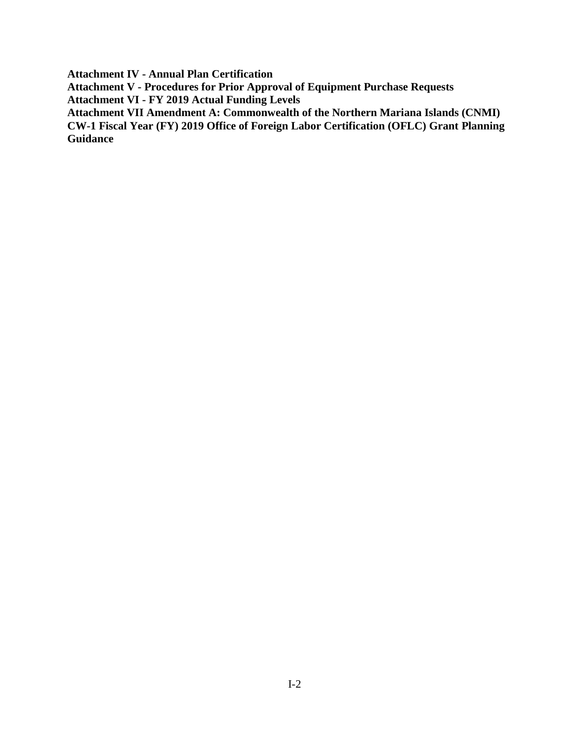**Attachment IV - Annual Plan Certification**
**Attachment V - Procedures for Prior Approval of Equipment Purchase Requests**
**Attachment VI - FY 2019 Actual Funding Levels**
**Attachment VII Amendment A: Commonwealth of the Northern Mariana Islands (CNMI) CW-1 Fiscal Year (FY) 2019 Office of Foreign Labor Certification (OFLC) Grant Planning Guidance**